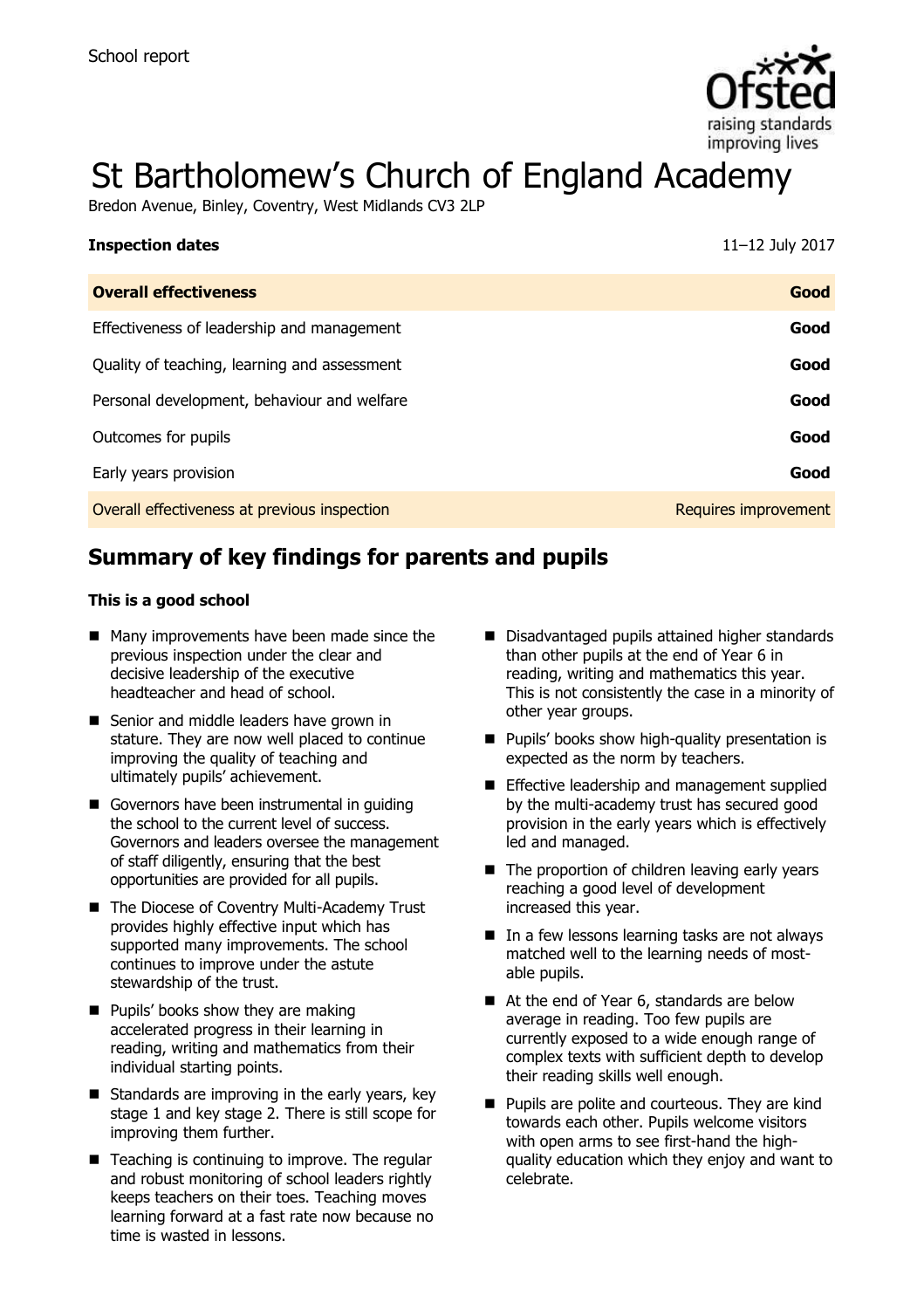School report

# St Bartholomew's Church of England Academy

Bredon Avenue, Binley, Coventry, West Midlands CV3 2LP

| **Inspection dates** | 11–12 July 2017 |
| --- | --- |
| **Overall effectiveness** | **Good** |
| Effectiveness of leadership and management | **Good** |
| Quality of teaching, learning and assessment | **Good** |
| Personal development, behaviour and welfare | **Good** |
| Outcomes for pupils | **Good** |
| Early years provision | **Good** |
| Overall effectiveness at previous inspection | Requires improvement |

## Summary of key findings for parents and pupils

**This is a good school**

- Many improvements have been made since the previous inspection under the clear and decisive leadership of the executive headteacher and head of school.
- Senior and middle leaders have grown in stature. They are now well placed to continue improving the quality of teaching and ultimately pupils' achievement.
- Governors have been instrumental in guiding the school to the current level of success. Governors and leaders oversee the management of staff diligently, ensuring that the best opportunities are provided for all pupils.
- The Diocese of Coventry Multi-Academy Trust provides highly effective input which has supported many improvements. The school continues to improve under the astute stewardship of the trust.
- Pupils' books show they are making accelerated progress in their learning in reading, writing and mathematics from their individual starting points.
- Standards are improving in the early years, key stage 1 and key stage 2. There is still scope for improving them further.
- Teaching is continuing to improve. The regular and robust monitoring of school leaders rightly keeps teachers on their toes. Teaching moves learning forward at a fast rate now because no time is wasted in lessons.
- Disadvantaged pupils attained higher standards than other pupils at the end of Year 6 in reading, writing and mathematics this year. This is not consistently the case in a minority of other year groups.
- Pupils' books show high-quality presentation is expected as the norm by teachers.
- Effective leadership and management supplied by the multi-academy trust has secured good provision in the early years which is effectively led and managed.
- The proportion of children leaving early years reaching a good level of development increased this year.
- In a few lessons learning tasks are not always matched well to the learning needs of most-able pupils.
- At the end of Year 6, standards are below average in reading. Too few pupils are currently exposed to a wide enough range of complex texts with sufficient depth to develop their reading skills well enough.
- Pupils are polite and courteous. They are kind towards each other. Pupils welcome visitors with open arms to see first-hand the high-quality education which they enjoy and want to celebrate.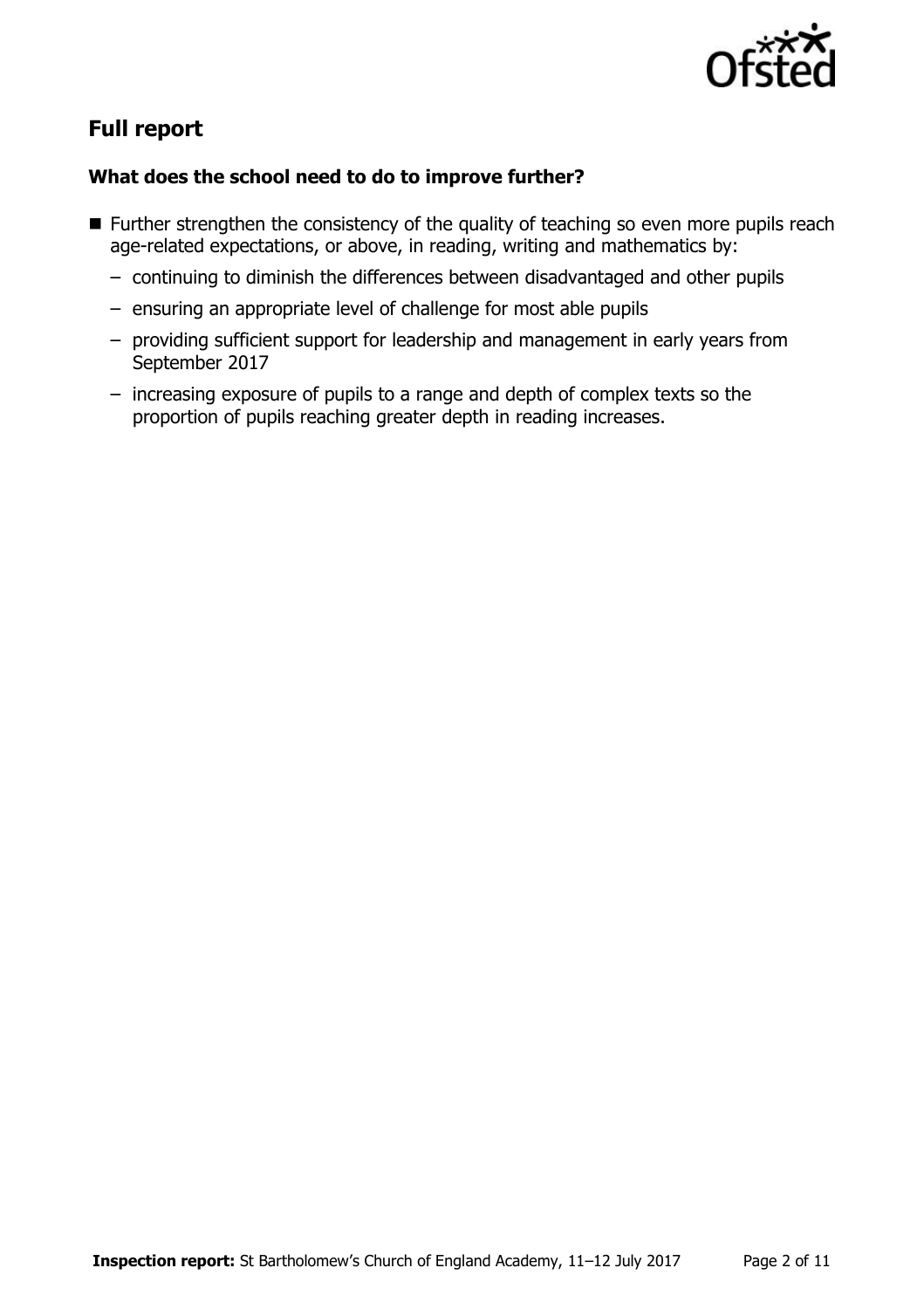## Full report

### What does the school need to do to improve further?

- Further strengthen the consistency of the quality of teaching so even more pupils reach age-related expectations, or above, in reading, writing and mathematics by:
  - continuing to diminish the differences between disadvantaged and other pupils
  - ensuring an appropriate level of challenge for most able pupils
  - providing sufficient support for leadership and management in early years from September 2017
  - increasing exposure of pupils to a range and depth of complex texts so the proportion of pupils reaching greater depth in reading increases.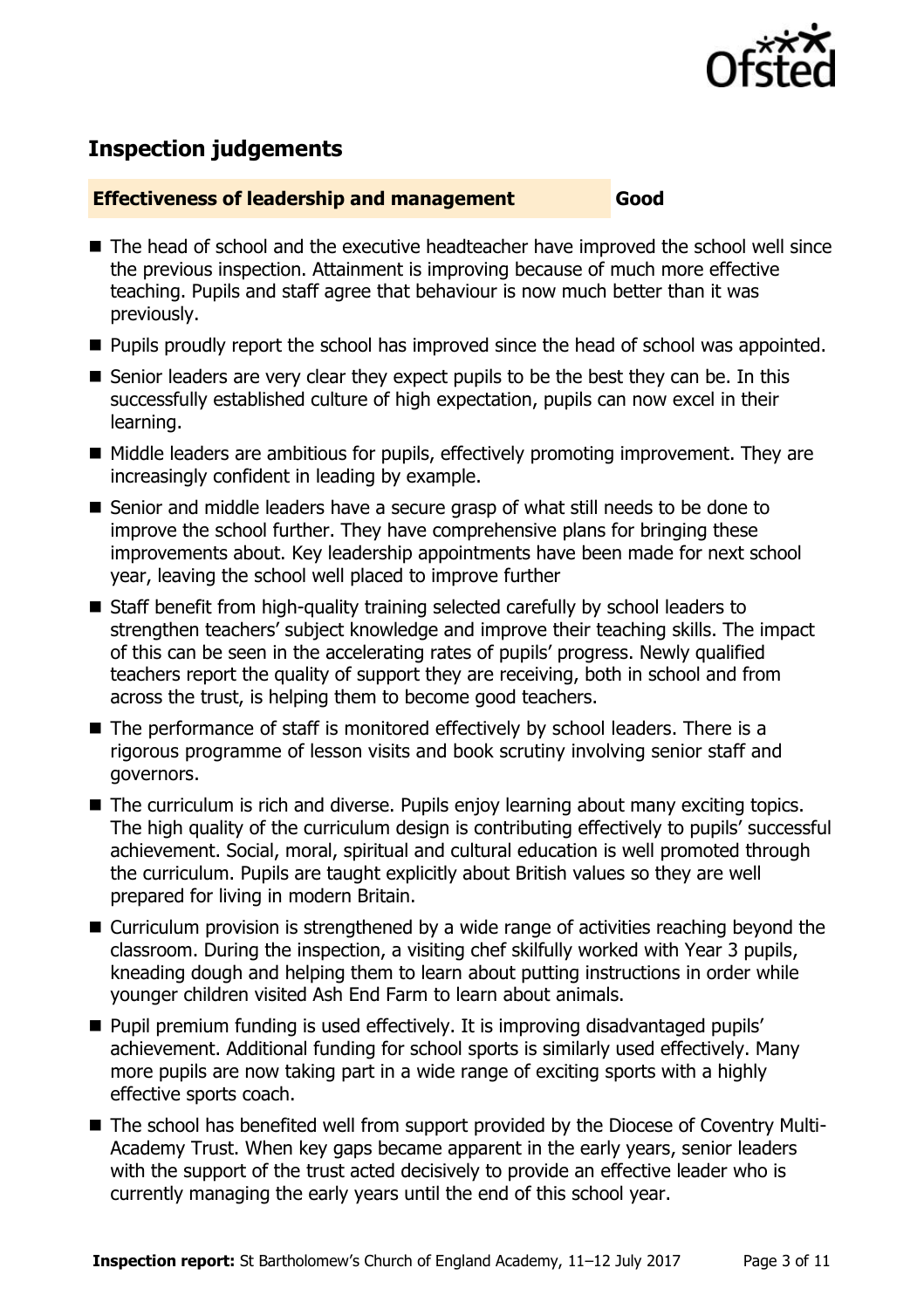## Inspection judgements

**Effectiveness of leadership and management** **Good**

- The head of school and the executive headteacher have improved the school well since the previous inspection. Attainment is improving because of much more effective teaching. Pupils and staff agree that behaviour is now much better than it was previously.
- Pupils proudly report the school has improved since the head of school was appointed.
- Senior leaders are very clear they expect pupils to be the best they can be. In this successfully established culture of high expectation, pupils can now excel in their learning.
- Middle leaders are ambitious for pupils, effectively promoting improvement. They are increasingly confident in leading by example.
- Senior and middle leaders have a secure grasp of what still needs to be done to improve the school further. They have comprehensive plans for bringing these improvements about. Key leadership appointments have been made for next school year, leaving the school well placed to improve further
- Staff benefit from high-quality training selected carefully by school leaders to strengthen teachers' subject knowledge and improve their teaching skills. The impact of this can be seen in the accelerating rates of pupils' progress. Newly qualified teachers report the quality of support they are receiving, both in school and from across the trust, is helping them to become good teachers.
- The performance of staff is monitored effectively by school leaders. There is a rigorous programme of lesson visits and book scrutiny involving senior staff and governors.
- The curriculum is rich and diverse. Pupils enjoy learning about many exciting topics. The high quality of the curriculum design is contributing effectively to pupils' successful achievement. Social, moral, spiritual and cultural education is well promoted through the curriculum. Pupils are taught explicitly about British values so they are well prepared for living in modern Britain.
- Curriculum provision is strengthened by a wide range of activities reaching beyond the classroom. During the inspection, a visiting chef skilfully worked with Year 3 pupils, kneading dough and helping them to learn about putting instructions in order while younger children visited Ash End Farm to learn about animals.
- Pupil premium funding is used effectively. It is improving disadvantaged pupils' achievement. Additional funding for school sports is similarly used effectively. Many more pupils are now taking part in a wide range of exciting sports with a highly effective sports coach.
- The school has benefited well from support provided by the Diocese of Coventry Multi-Academy Trust. When key gaps became apparent in the early years, senior leaders with the support of the trust acted decisively to provide an effective leader who is currently managing the early years until the end of this school year.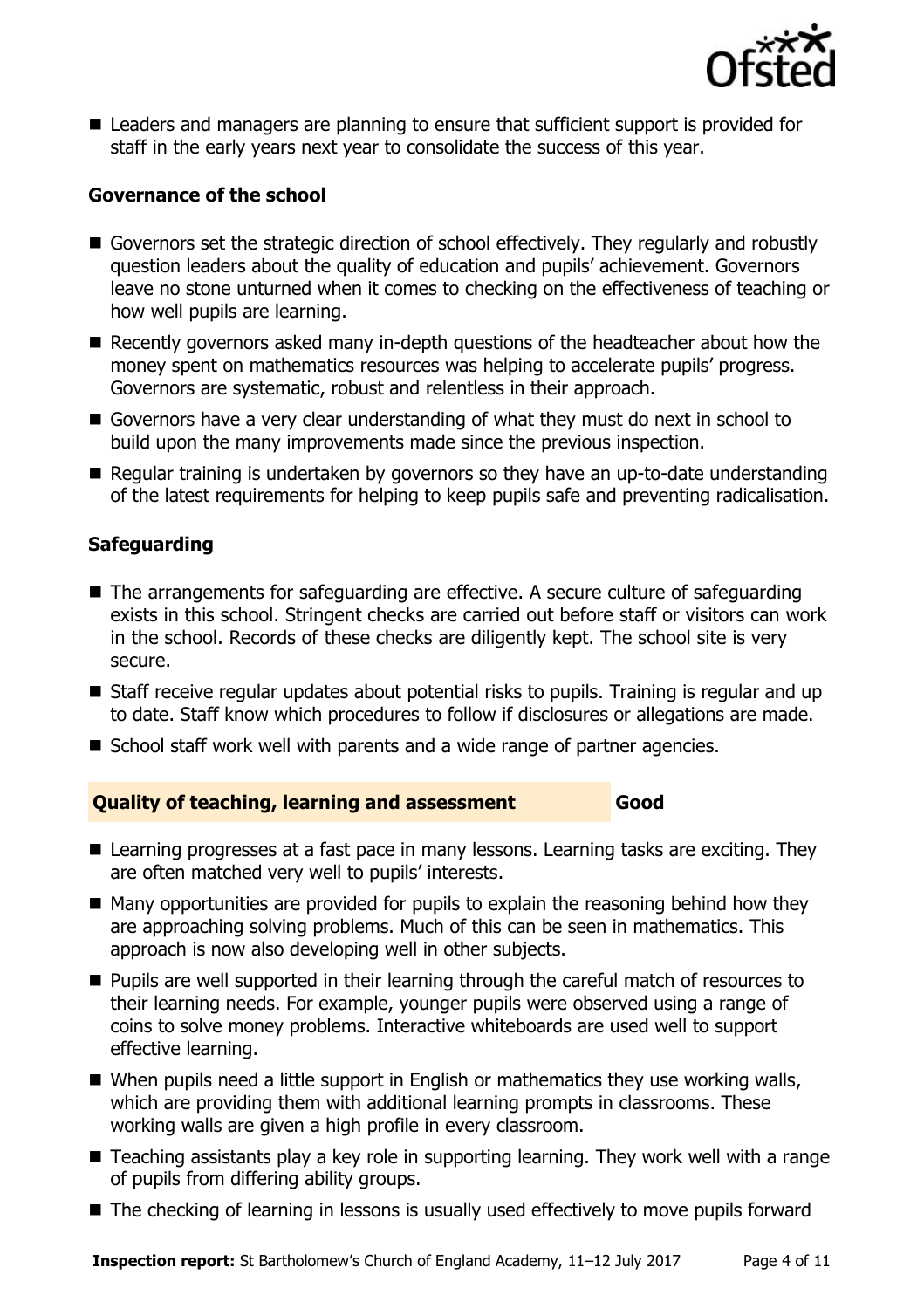- Leaders and managers are planning to ensure that sufficient support is provided for staff in the early years next year to consolidate the success of this year.

### Governance of the school

- Governors set the strategic direction of school effectively. They regularly and robustly question leaders about the quality of education and pupils' achievement. Governors leave no stone unturned when it comes to checking on the effectiveness of teaching or how well pupils are learning.
- Recently governors asked many in-depth questions of the headteacher about how the money spent on mathematics resources was helping to accelerate pupils' progress. Governors are systematic, robust and relentless in their approach.
- Governors have a very clear understanding of what they must do next in school to build upon the many improvements made since the previous inspection.
- Regular training is undertaken by governors so they have an up-to-date understanding of the latest requirements for helping to keep pupils safe and preventing radicalisation.

### Safeguarding

- The arrangements for safeguarding are effective. A secure culture of safeguarding exists in this school. Stringent checks are carried out before staff or visitors can work in the school. Records of these checks are diligently kept. The school site is very secure.
- Staff receive regular updates about potential risks to pupils. Training is regular and up to date. Staff know which procedures to follow if disclosures or allegations are made.
- School staff work well with parents and a wide range of partner agencies.

## Quality of teaching, learning and assessment — Good

- Learning progresses at a fast pace in many lessons. Learning tasks are exciting. They are often matched very well to pupils' interests.
- Many opportunities are provided for pupils to explain the reasoning behind how they are approaching solving problems. Much of this can be seen in mathematics. This approach is now also developing well in other subjects.
- Pupils are well supported in their learning through the careful match of resources to their learning needs. For example, younger pupils were observed using a range of coins to solve money problems. Interactive whiteboards are used well to support effective learning.
- When pupils need a little support in English or mathematics they use working walls, which are providing them with additional learning prompts in classrooms. These working walls are given a high profile in every classroom.
- Teaching assistants play a key role in supporting learning. They work well with a range of pupils from differing ability groups.
- The checking of learning in lessons is usually used effectively to move pupils forward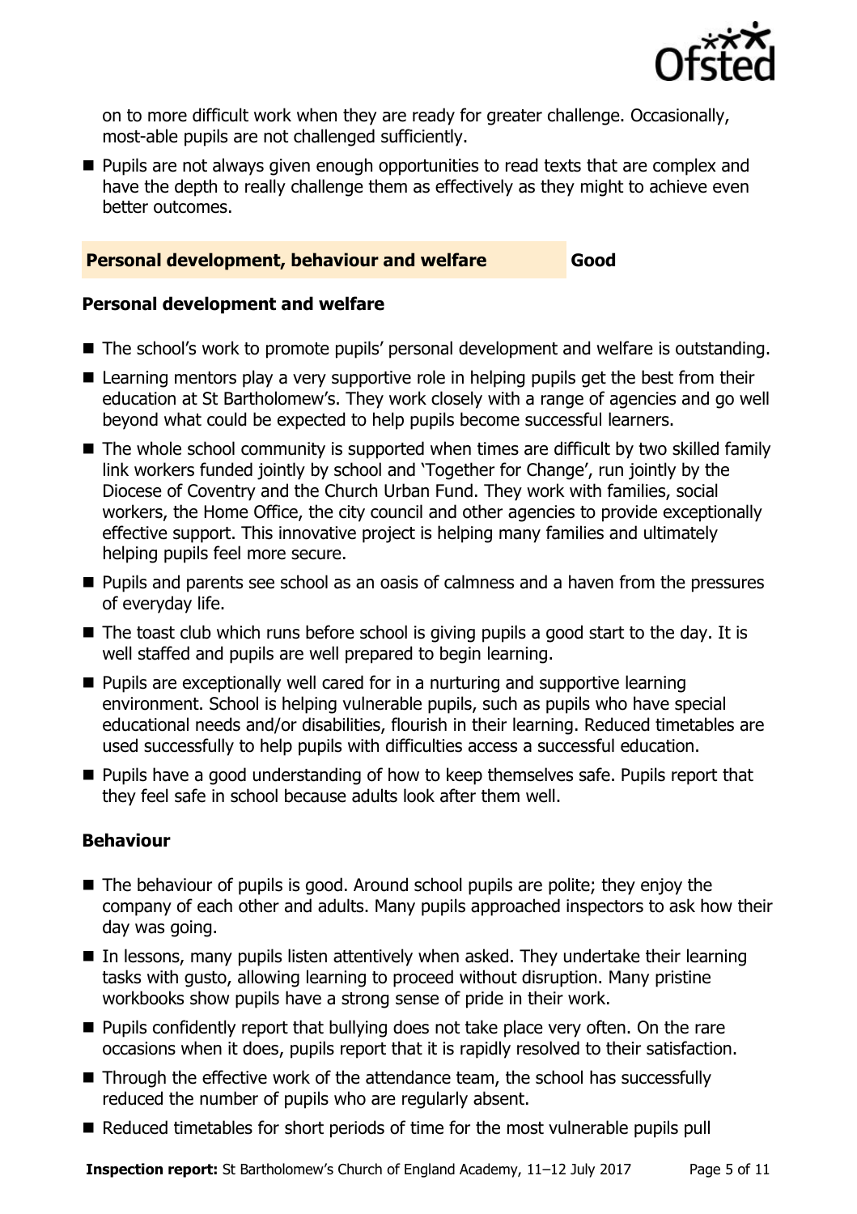on to more difficult work when they are ready for greater challenge. Occasionally, most-able pupils are not challenged sufficiently.

- Pupils are not always given enough opportunities to read texts that are complex and have the depth to really challenge them as effectively as they might to achieve even better outcomes.

## Personal development, behaviour and welfare — Good

### Personal development and welfare

- The school's work to promote pupils' personal development and welfare is outstanding.
- Learning mentors play a very supportive role in helping pupils get the best from their education at St Bartholomew's. They work closely with a range of agencies and go well beyond what could be expected to help pupils become successful learners.
- The whole school community is supported when times are difficult by two skilled family link workers funded jointly by school and 'Together for Change', run jointly by the Diocese of Coventry and the Church Urban Fund. They work with families, social workers, the Home Office, the city council and other agencies to provide exceptionally effective support. This innovative project is helping many families and ultimately helping pupils feel more secure.
- Pupils and parents see school as an oasis of calmness and a haven from the pressures of everyday life.
- The toast club which runs before school is giving pupils a good start to the day. It is well staffed and pupils are well prepared to begin learning.
- Pupils are exceptionally well cared for in a nurturing and supportive learning environment. School is helping vulnerable pupils, such as pupils who have special educational needs and/or disabilities, flourish in their learning. Reduced timetables are used successfully to help pupils with difficulties access a successful education.
- Pupils have a good understanding of how to keep themselves safe. Pupils report that they feel safe in school because adults look after them well.

### Behaviour

- The behaviour of pupils is good. Around school pupils are polite; they enjoy the company of each other and adults. Many pupils approached inspectors to ask how their day was going.
- In lessons, many pupils listen attentively when asked. They undertake their learning tasks with gusto, allowing learning to proceed without disruption. Many pristine workbooks show pupils have a strong sense of pride in their work.
- Pupils confidently report that bullying does not take place very often. On the rare occasions when it does, pupils report that it is rapidly resolved to their satisfaction.
- Through the effective work of the attendance team, the school has successfully reduced the number of pupils who are regularly absent.
- Reduced timetables for short periods of time for the most vulnerable pupils pull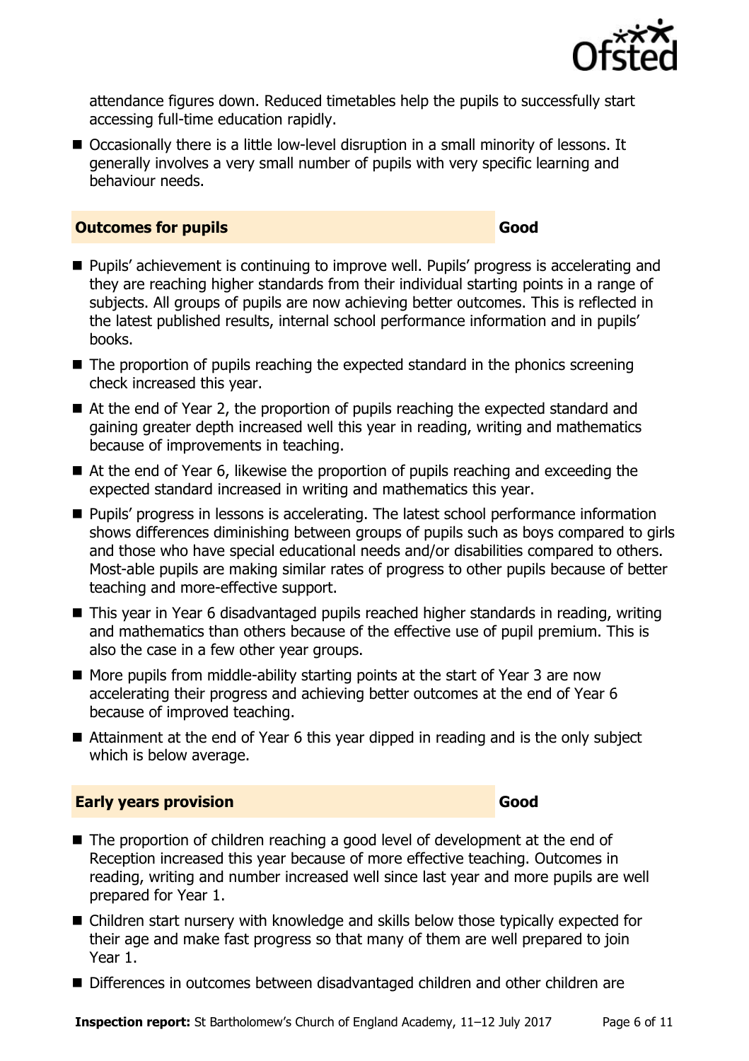attendance figures down. Reduced timetables help the pupils to successfully start accessing full-time education rapidly.

- Occasionally there is a little low-level disruption in a small minority of lessons. It generally involves a very small number of pupils with very specific learning and behaviour needs.

### Outcomes for pupils — Good

- Pupils' achievement is continuing to improve well. Pupils' progress is accelerating and they are reaching higher standards from their individual starting points in a range of subjects. All groups of pupils are now achieving better outcomes. This is reflected in the latest published results, internal school performance information and in pupils' books.
- The proportion of pupils reaching the expected standard in the phonics screening check increased this year.
- At the end of Year 2, the proportion of pupils reaching the expected standard and gaining greater depth increased well this year in reading, writing and mathematics because of improvements in teaching.
- At the end of Year 6, likewise the proportion of pupils reaching and exceeding the expected standard increased in writing and mathematics this year.
- Pupils' progress in lessons is accelerating. The latest school performance information shows differences diminishing between groups of pupils such as boys compared to girls and those who have special educational needs and/or disabilities compared to others. Most-able pupils are making similar rates of progress to other pupils because of better teaching and more-effective support.
- This year in Year 6 disadvantaged pupils reached higher standards in reading, writing and mathematics than others because of the effective use of pupil premium. This is also the case in a few other year groups.
- More pupils from middle-ability starting points at the start of Year 3 are now accelerating their progress and achieving better outcomes at the end of Year 6 because of improved teaching.
- Attainment at the end of Year 6 this year dipped in reading and is the only subject which is below average.

### Early years provision — Good

- The proportion of children reaching a good level of development at the end of Reception increased this year because of more effective teaching. Outcomes in reading, writing and number increased well since last year and more pupils are well prepared for Year 1.
- Children start nursery with knowledge and skills below those typically expected for their age and make fast progress so that many of them are well prepared to join Year 1.
- Differences in outcomes between disadvantaged children and other children are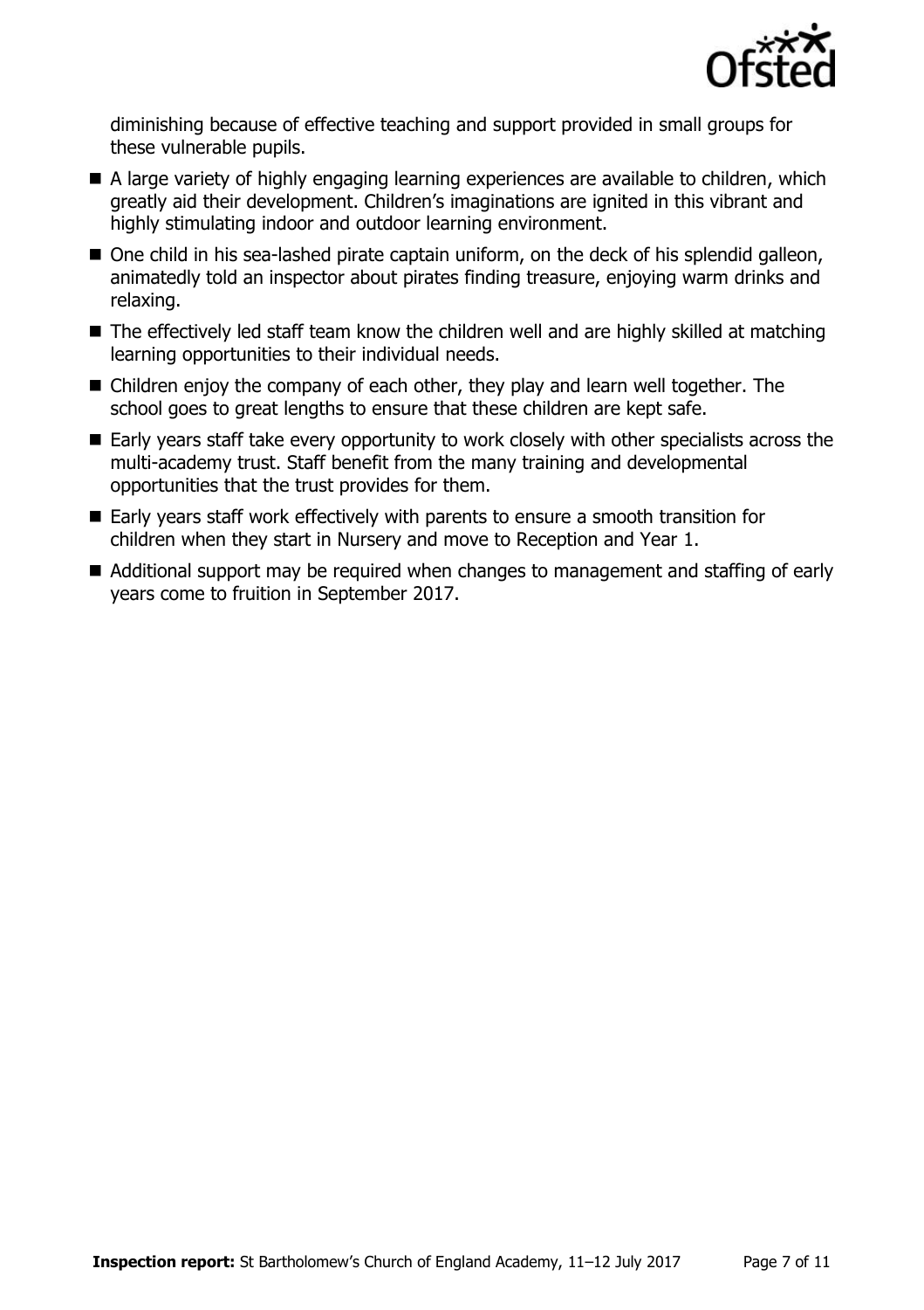diminishing because of effective teaching and support provided in small groups for these vulnerable pupils.

- A large variety of highly engaging learning experiences are available to children, which greatly aid their development. Children's imaginations are ignited in this vibrant and highly stimulating indoor and outdoor learning environment.
- One child in his sea-lashed pirate captain uniform, on the deck of his splendid galleon, animatedly told an inspector about pirates finding treasure, enjoying warm drinks and relaxing.
- The effectively led staff team know the children well and are highly skilled at matching learning opportunities to their individual needs.
- Children enjoy the company of each other, they play and learn well together. The school goes to great lengths to ensure that these children are kept safe.
- Early years staff take every opportunity to work closely with other specialists across the multi-academy trust. Staff benefit from the many training and developmental opportunities that the trust provides for them.
- Early years staff work effectively with parents to ensure a smooth transition for children when they start in Nursery and move to Reception and Year 1.
- Additional support may be required when changes to management and staffing of early years come to fruition in September 2017.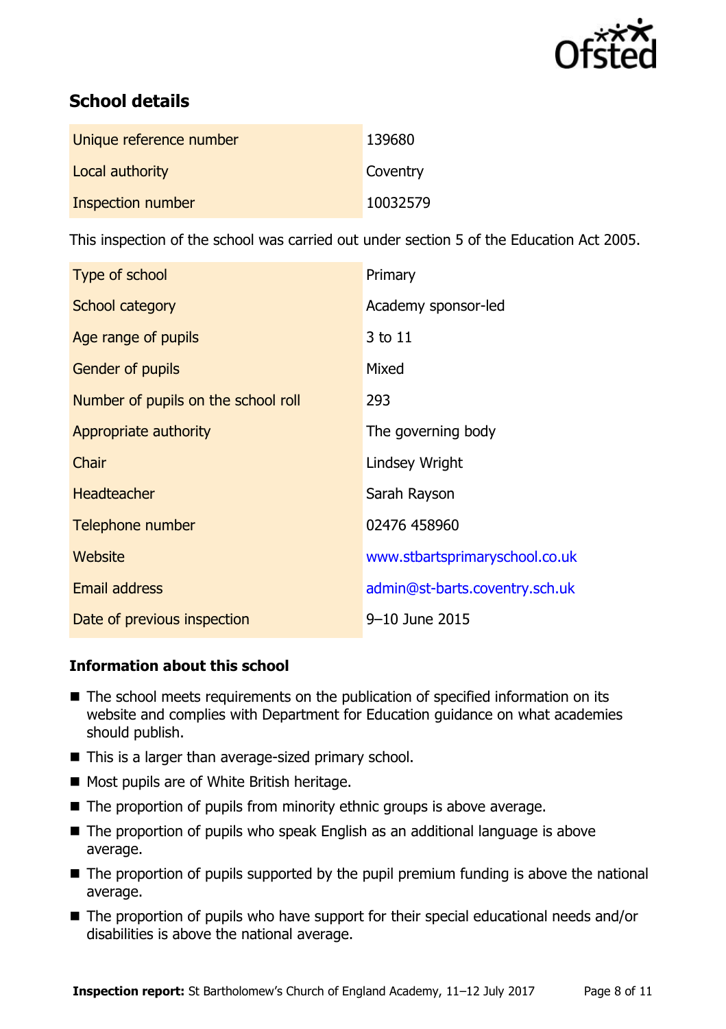## School details

| | |
|---|---|
| Unique reference number | 139680 |
| Local authority | Coventry |
| Inspection number | 10032579 |

This inspection of the school was carried out under section 5 of the Education Act 2005.

| | |
|---|---|
| Type of school | Primary |
| School category | Academy sponsor-led |
| Age range of pupils | 3 to 11 |
| Gender of pupils | Mixed |
| Number of pupils on the school roll | 293 |
| Appropriate authority | The governing body |
| Chair | Lindsey Wright |
| Headteacher | Sarah Rayson |
| Telephone number | 02476 458960 |
| Website | www.stbartsprimaryschool.co.uk |
| Email address | admin@st-barts.coventry.sch.uk |
| Date of previous inspection | 9–10 June 2015 |

### Information about this school

- The school meets requirements on the publication of specified information on its website and complies with Department for Education guidance on what academies should publish.
- This is a larger than average-sized primary school.
- Most pupils are of White British heritage.
- The proportion of pupils from minority ethnic groups is above average.
- The proportion of pupils who speak English as an additional language is above average.
- The proportion of pupils supported by the pupil premium funding is above the national average.
- The proportion of pupils who have support for their special educational needs and/or disabilities is above the national average.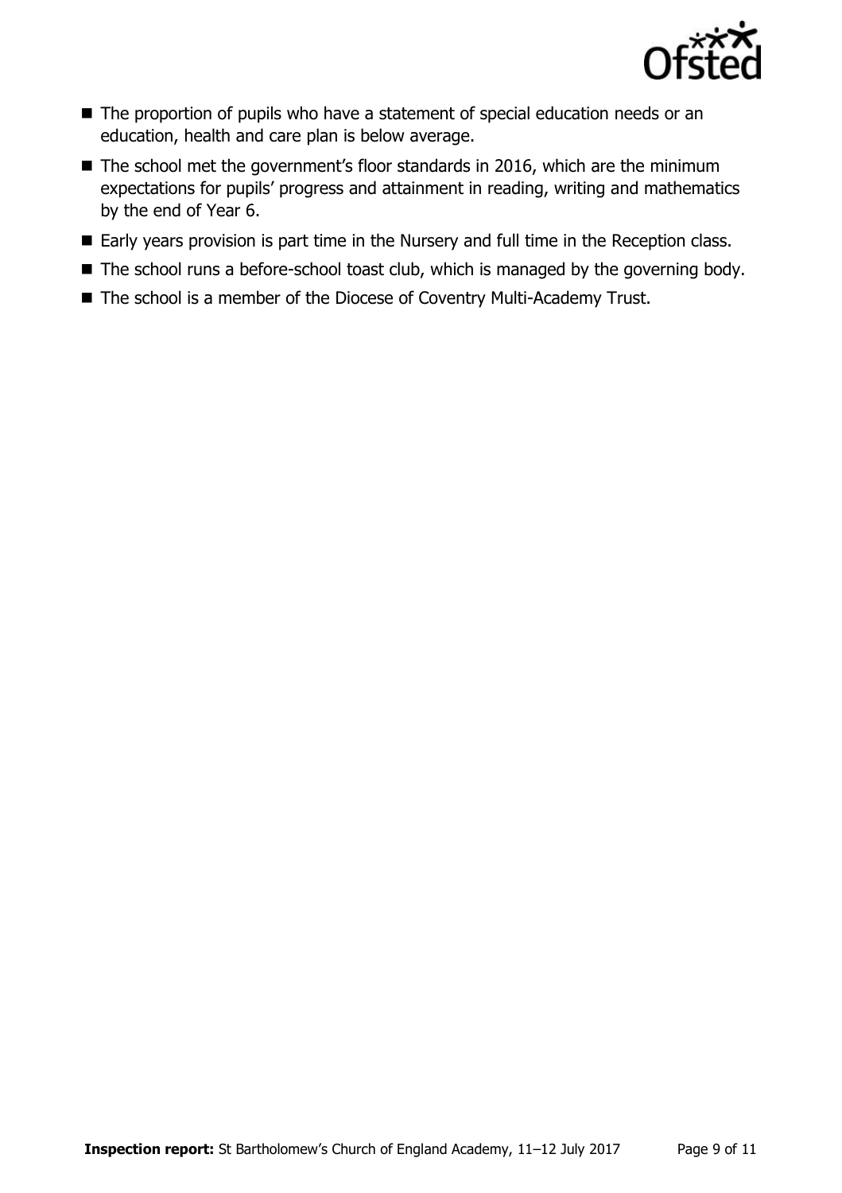- The proportion of pupils who have a statement of special education needs or an education, health and care plan is below average.
- The school met the government's floor standards in 2016, which are the minimum expectations for pupils' progress and attainment in reading, writing and mathematics by the end of Year 6.
- Early years provision is part time in the Nursery and full time in the Reception class.
- The school runs a before-school toast club, which is managed by the governing body.
- The school is a member of the Diocese of Coventry Multi-Academy Trust.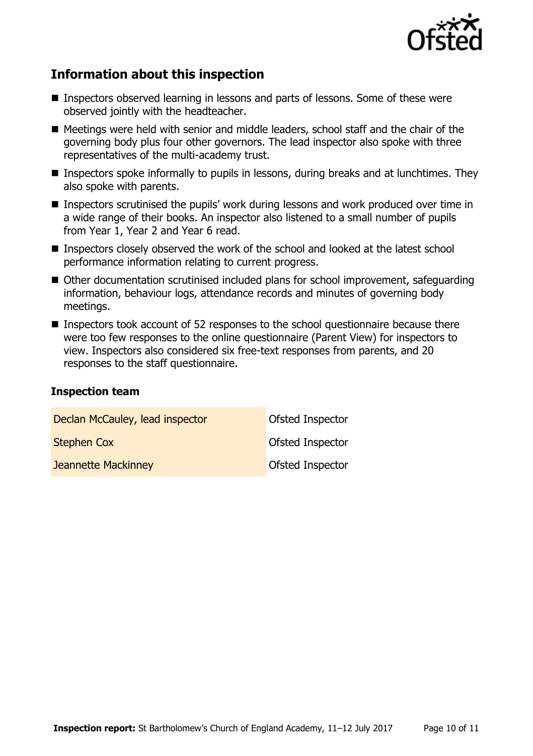## Information about this inspection

- Inspectors observed learning in lessons and parts of lessons. Some of these were observed jointly with the headteacher.
- Meetings were held with senior and middle leaders, school staff and the chair of the governing body plus four other governors. The lead inspector also spoke with three representatives of the multi-academy trust.
- Inspectors spoke informally to pupils in lessons, during breaks and at lunchtimes. They also spoke with parents.
- Inspectors scrutinised the pupils' work during lessons and work produced over time in a wide range of their books. An inspector also listened to a small number of pupils from Year 1, Year 2 and Year 6 read.
- Inspectors closely observed the work of the school and looked at the latest school performance information relating to current progress.
- Other documentation scrutinised included plans for school improvement, safeguarding information, behaviour logs, attendance records and minutes of governing body meetings.
- Inspectors took account of 52 responses to the school questionnaire because there were too few responses to the online questionnaire (Parent View) for inspectors to view. Inspectors also considered six free-text responses from parents, and 20 responses to the staff questionnaire.

### Inspection team

| | |
|---|---|
| Declan McCauley, lead inspector | Ofsted Inspector |
| Stephen Cox | Ofsted Inspector |
| Jeannette Mackinney | Ofsted Inspector |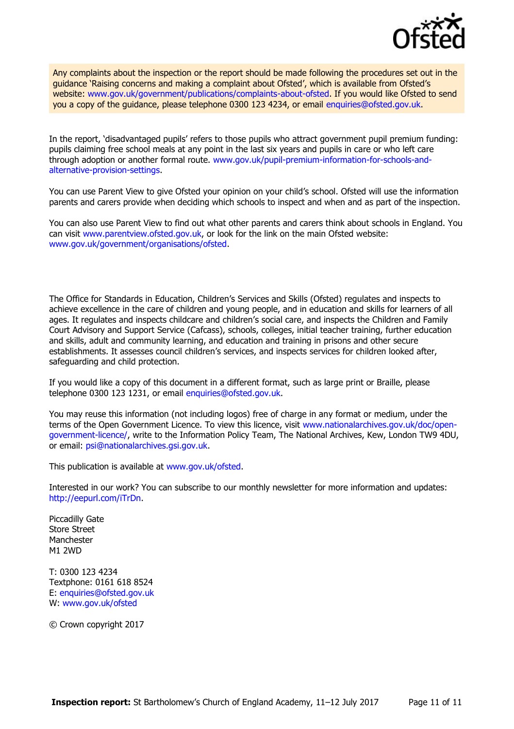Any complaints about the inspection or the report should be made following the procedures set out in the guidance 'Raising concerns and making a complaint about Ofsted', which is available from Ofsted's website: www.gov.uk/government/publications/complaints-about-ofsted. If you would like Ofsted to send you a copy of the guidance, please telephone 0300 123 4234, or email enquiries@ofsted.gov.uk.

In the report, 'disadvantaged pupils' refers to those pupils who attract government pupil premium funding: pupils claiming free school meals at any point in the last six years and pupils in care or who left care through adoption or another formal route. www.gov.uk/pupil-premium-information-for-schools-and-alternative-provision-settings.

You can use Parent View to give Ofsted your opinion on your child's school. Ofsted will use the information parents and carers provide when deciding which schools to inspect and when and as part of the inspection.

You can also use Parent View to find out what other parents and carers think about schools in England. You can visit www.parentview.ofsted.gov.uk, or look for the link on the main Ofsted website: www.gov.uk/government/organisations/ofsted.

The Office for Standards in Education, Children's Services and Skills (Ofsted) regulates and inspects to achieve excellence in the care of children and young people, and in education and skills for learners of all ages. It regulates and inspects childcare and children's social care, and inspects the Children and Family Court Advisory and Support Service (Cafcass), schools, colleges, initial teacher training, further education and skills, adult and community learning, and education and training in prisons and other secure establishments. It assesses council children's services, and inspects services for children looked after, safeguarding and child protection.

If you would like a copy of this document in a different format, such as large print or Braille, please telephone 0300 123 1231, or email enquiries@ofsted.gov.uk.

You may reuse this information (not including logos) free of charge in any format or medium, under the terms of the Open Government Licence. To view this licence, visit www.nationalarchives.gov.uk/doc/open-government-licence/, write to the Information Policy Team, The National Archives, Kew, London TW9 4DU, or email: psi@nationalarchives.gsi.gov.uk.

This publication is available at www.gov.uk/ofsted.

Interested in our work? You can subscribe to our monthly newsletter for more information and updates: http://eepurl.com/iTrDn.

Piccadilly Gate  
Store Street  
Manchester  
M1 2WD

T: 0300 123 4234  
Textphone: 0161 618 8524  
E: enquiries@ofsted.gov.uk  
W: www.gov.uk/ofsted

© Crown copyright 2017